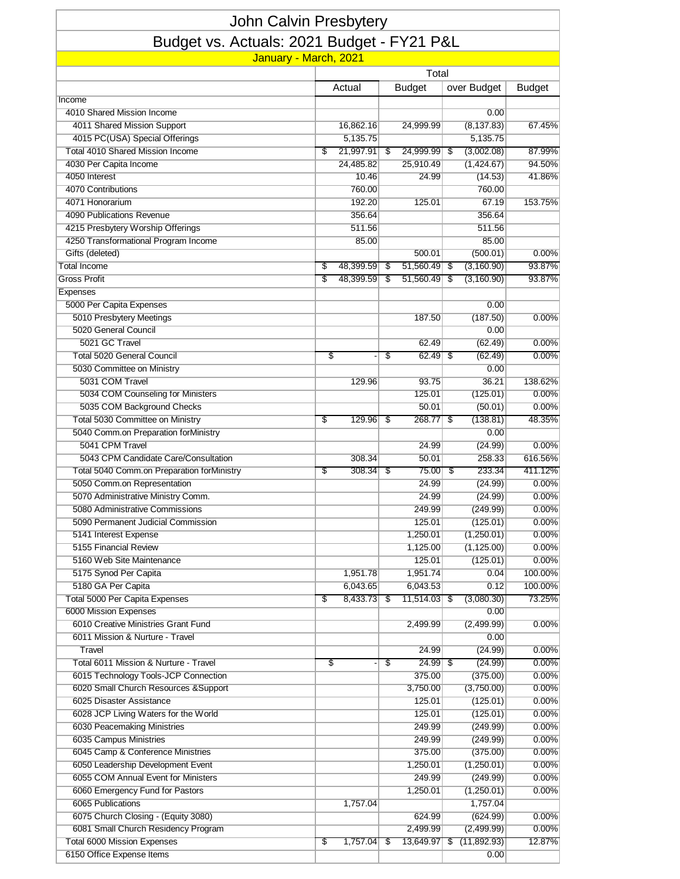# John Calvin Presbytery

## Budget vs. Actuals: 2021 Budget - FY21 P&L

### January - March, 2021

| | Total | | | |
|---|---|---|---|---|
| | Actual | Budget | over Budget | Budget |
| Income | | | | |
| 4010 Shared Mission Income | | | 0.00 | |
| 4011 Shared Mission Support | 16,862.16 | 24,999.99 | (8,137.83) | 67.45% |
| 4015 PC(USA) Special Offerings | 5,135.75 | | 5,135.75 | |
| Total 4010 Shared Mission Income | $ 21,997.91 | $ 24,999.99 | $ (3,002.08) | 87.99% |
| 4030 Per Capita Income | 24,485.82 | 25,910.49 | (1,424.67) | 94.50% |
| 4050 Interest | 10.46 | 24.99 | (14.53) | 41.86% |
| 4070 Contributions | 760.00 | | 760.00 | |
| 4071 Honorarium | 192.20 | 125.01 | 67.19 | 153.75% |
| 4090 Publications Revenue | 356.64 | | 356.64 | |
| 4215 Presbytery Worship Offerings | 511.56 | | 511.56 | |
| 4250 Transformational Program Income | 85.00 | | 85.00 | |
| Gifts (deleted) | | 500.01 | (500.01) | 0.00% |
| Total Income | $ 48,399.59 | $ 51,560.49 | $ (3,160.90) | 93.87% |
| Gross Profit | $ 48,399.59 | $ 51,560.49 | $ (3,160.90) | 93.87% |
| Expenses | | | | |
| 5000 Per Capita Expenses | | | 0.00 | |
| 5010 Presbytery Meetings | | 187.50 | (187.50) | 0.00% |
| 5020 General Council | | | 0.00 | |
| 5021 GC Travel | | 62.49 | (62.49) | 0.00% |
| Total 5020 General Council | $ - | $ 62.49 | $ (62.49) | 0.00% |
| 5030 Committee on Ministry | | | 0.00 | |
| 5031 COM Travel | 129.96 | 93.75 | 36.21 | 138.62% |
| 5034 COM Counseling for Ministers | | 125.01 | (125.01) | 0.00% |
| 5035 COM Background Checks | | 50.01 | (50.01) | 0.00% |
| Total 5030 Committee on Ministry | $ 129.96 | $ 268.77 | $ (138.81) | 48.35% |
| 5040 Comm.on Preparation forMinistry | | | 0.00 | |
| 5041 CPM Travel | | 24.99 | (24.99) | 0.00% |
| 5043 CPM Candidate Care/Consultation | 308.34 | 50.01 | 258.33 | 616.56% |
| Total 5040 Comm.on Preparation forMinistry | $ 308.34 | $ 75.00 | $ 233.34 | 411.12% |
| 5050 Comm.on Representation | | 24.99 | (24.99) | 0.00% |
| 5070 Administrative Ministry Comm. | | 24.99 | (24.99) | 0.00% |
| 5080 Administrative Commissions | | 249.99 | (249.99) | 0.00% |
| 5090 Permanent Judicial Commission | | 125.01 | (125.01) | 0.00% |
| 5141 Interest Expense | | 1,250.01 | (1,250.01) | 0.00% |
| 5155 Financial Review | | 1,125.00 | (1,125.00) | 0.00% |
| 5160 Web Site Maintenance | | 125.01 | (125.01) | 0.00% |
| 5175 Synod Per Capita | 1,951.78 | 1,951.74 | 0.04 | 100.00% |
| 5180 GA Per Capita | 6,043.65 | 6,043.53 | 0.12 | 100.00% |
| Total 5000 Per Capita Expenses | $ 8,433.73 | $ 11,514.03 | $ (3,080.30) | 73.25% |
| 6000 Mission Expenses | | | 0.00 | |
| 6010 Creative Ministries Grant Fund | | 2,499.99 | (2,499.99) | 0.00% |
| 6011 Mission & Nurture - Travel | | | 0.00 | |
| Travel | | 24.99 | (24.99) | 0.00% |
| Total 6011 Mission & Nurture - Travel | $ - | $ 24.99 | $ (24.99) | 0.00% |
| 6015 Technology Tools-JCP Connection | | 375.00 | (375.00) | 0.00% |
| 6020 Small Church Resources &Support | | 3,750.00 | (3,750.00) | 0.00% |
| 6025 Disaster Assistance | | 125.01 | (125.01) | 0.00% |
| 6028 JCP Living Waters for the World | | 125.01 | (125.01) | 0.00% |
| 6030 Peacemaking Ministries | | 249.99 | (249.99) | 0.00% |
| 6035 Campus Ministries | | 249.99 | (249.99) | 0.00% |
| 6045 Camp & Conference Ministries | | 375.00 | (375.00) | 0.00% |
| 6050 Leadership Development Event | | 1,250.01 | (1,250.01) | 0.00% |
| 6055 COM Annual Event for Ministers | | 249.99 | (249.99) | 0.00% |
| 6060 Emergency Fund for Pastors | | 1,250.01 | (1,250.01) | 0.00% |
| 6065 Publications | 1,757.04 | | 1,757.04 | |
| 6075 Church Closing - (Equity 3080) | | 624.99 | (624.99) | 0.00% |
| 6081 Small Church Residency Program | | 2,499.99 | (2,499.99) | 0.00% |
| Total 6000 Mission Expenses | $ 1,757.04 | $ 13,649.97 | $ (11,892.93) | 12.87% |
| 6150 Office Expense Items | | | 0.00 | |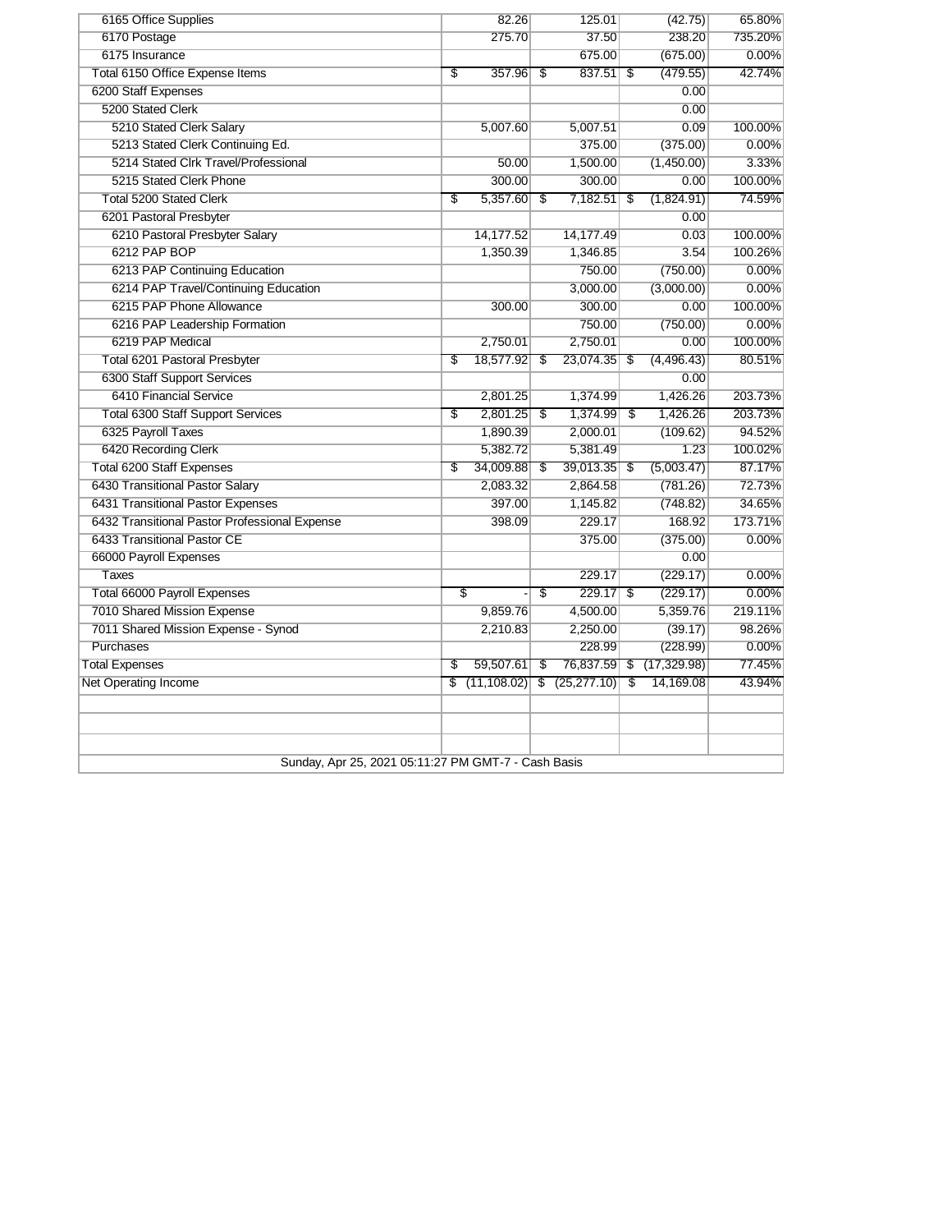| | | | | |
|---|---|---|---|---|
| 6165 Office Supplies | 82.26 | 125.01 | (42.75) | 65.80% |
| 6170 Postage | 275.70 | 37.50 | 238.20 | 735.20% |
| 6175 Insurance | | 675.00 | (675.00) | 0.00% |
| Total 6150 Office Expense Items | $ 357.96 | $ 837.51 | $ (479.55) | 42.74% |
| 6200 Staff Expenses | | | 0.00 | |
| 5200 Stated Clerk | | | 0.00 | |
| 5210 Stated Clerk Salary | 5,007.60 | 5,007.51 | 0.09 | 100.00% |
| 5213 Stated Clerk Continuing Ed. | | 375.00 | (375.00) | 0.00% |
| 5214 Stated Clrk Travel/Professional | 50.00 | 1,500.00 | (1,450.00) | 3.33% |
| 5215 Stated Clerk Phone | 300.00 | 300.00 | 0.00 | 100.00% |
| Total 5200 Stated Clerk | $ 5,357.60 | $ 7,182.51 | $ (1,824.91) | 74.59% |
| 6201 Pastoral Presbyter | | | 0.00 | |
| 6210 Pastoral Presbyter Salary | 14,177.52 | 14,177.49 | 0.03 | 100.00% |
| 6212 PAP BOP | 1,350.39 | 1,346.85 | 3.54 | 100.26% |
| 6213 PAP Continuing Education | | 750.00 | (750.00) | 0.00% |
| 6214 PAP Travel/Continuing Education | | 3,000.00 | (3,000.00) | 0.00% |
| 6215 PAP Phone Allowance | 300.00 | 300.00 | 0.00 | 100.00% |
| 6216 PAP Leadership Formation | | 750.00 | (750.00) | 0.00% |
| 6219 PAP Medical | 2,750.01 | 2,750.01 | 0.00 | 100.00% |
| Total 6201 Pastoral Presbyter | $ 18,577.92 | $ 23,074.35 | $ (4,496.43) | 80.51% |
| 6300 Staff Support Services | | | 0.00 | |
| 6410 Financial Service | 2,801.25 | 1,374.99 | 1,426.26 | 203.73% |
| Total 6300 Staff Support Services | $ 2,801.25 | $ 1,374.99 | $ 1,426.26 | 203.73% |
| 6325 Payroll Taxes | 1,890.39 | 2,000.01 | (109.62) | 94.52% |
| 6420 Recording Clerk | 5,382.72 | 5,381.49 | 1.23 | 100.02% |
| Total 6200 Staff Expenses | $ 34,009.88 | $ 39,013.35 | $ (5,003.47) | 87.17% |
| 6430 Transitional Pastor Salary | 2,083.32 | 2,864.58 | (781.26) | 72.73% |
| 6431 Transitional Pastor Expenses | 397.00 | 1,145.82 | (748.82) | 34.65% |
| 6432 Transitional Pastor Professional Expense | 398.09 | 229.17 | 168.92 | 173.71% |
| 6433 Transitional Pastor CE | | 375.00 | (375.00) | 0.00% |
| 66000 Payroll Expenses | | | 0.00 | |
| Taxes | | 229.17 | (229.17) | 0.00% |
| Total 66000 Payroll Expenses | $ - | $ 229.17 | $ (229.17) | 0.00% |
| 7010 Shared Mission Expense | 9,859.76 | 4,500.00 | 5,359.76 | 219.11% |
| 7011 Shared Mission Expense - Synod | 2,210.83 | 2,250.00 | (39.17) | 98.26% |
| Purchases | | 228.99 | (228.99) | 0.00% |
| Total Expenses | $ 59,507.61 | $ 76,837.59 | $ (17,329.98) | 77.45% |
| Net Operating Income | $ (11,108.02) | $ (25,277.10) | $ 14,169.08 | 43.94% |

Sunday, Apr 25, 2021 05:11:27 PM GMT-7 - Cash Basis